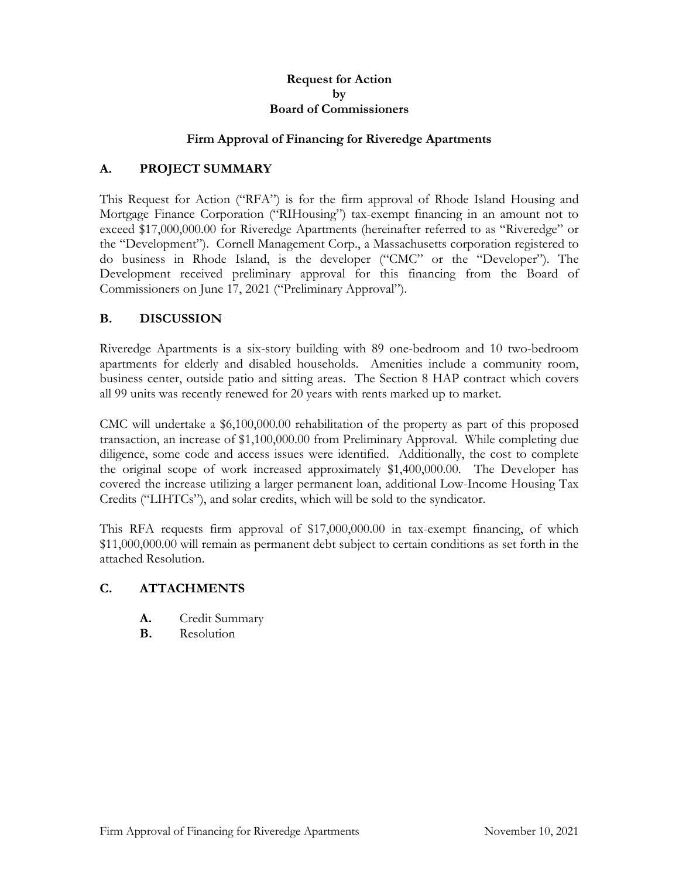**Request for Action**
**by**
**Board of Commissioners**

**Firm Approval of Financing for Riveredge Apartments**

## A. PROJECT SUMMARY

This Request for Action ("RFA") is for the firm approval of Rhode Island Housing and Mortgage Finance Corporation ("RIHousing") tax-exempt financing in an amount not to exceed $17,000,000.00 for Riveredge Apartments (hereinafter referred to as "Riveredge" or the "Development"). Cornell Management Corp., a Massachusetts corporation registered to do business in Rhode Island, is the developer ("CMC" or the "Developer"). The Development received preliminary approval for this financing from the Board of Commissioners on June 17, 2021 ("Preliminary Approval").

## B. DISCUSSION

Riveredge Apartments is a six-story building with 89 one-bedroom and 10 two-bedroom apartments for elderly and disabled households. Amenities include a community room, business center, outside patio and sitting areas. The Section 8 HAP contract which covers all 99 units was recently renewed for 20 years with rents marked up to market.

CMC will undertake a $6,100,000.00 rehabilitation of the property as part of this proposed transaction, an increase of $1,100,000.00 from Preliminary Approval. While completing due diligence, some code and access issues were identified. Additionally, the cost to complete the original scope of work increased approximately $1,400,000.00. The Developer has covered the increase utilizing a larger permanent loan, additional Low-Income Housing Tax Credits ("LIHTCs"), and solar credits, which will be sold to the syndicator.

This RFA requests firm approval of $17,000,000.00 in tax-exempt financing, of which $11,000,000.00 will remain as permanent debt subject to certain conditions as set forth in the attached Resolution.

## C. ATTACHMENTS

- **A.** Credit Summary
- **B.** Resolution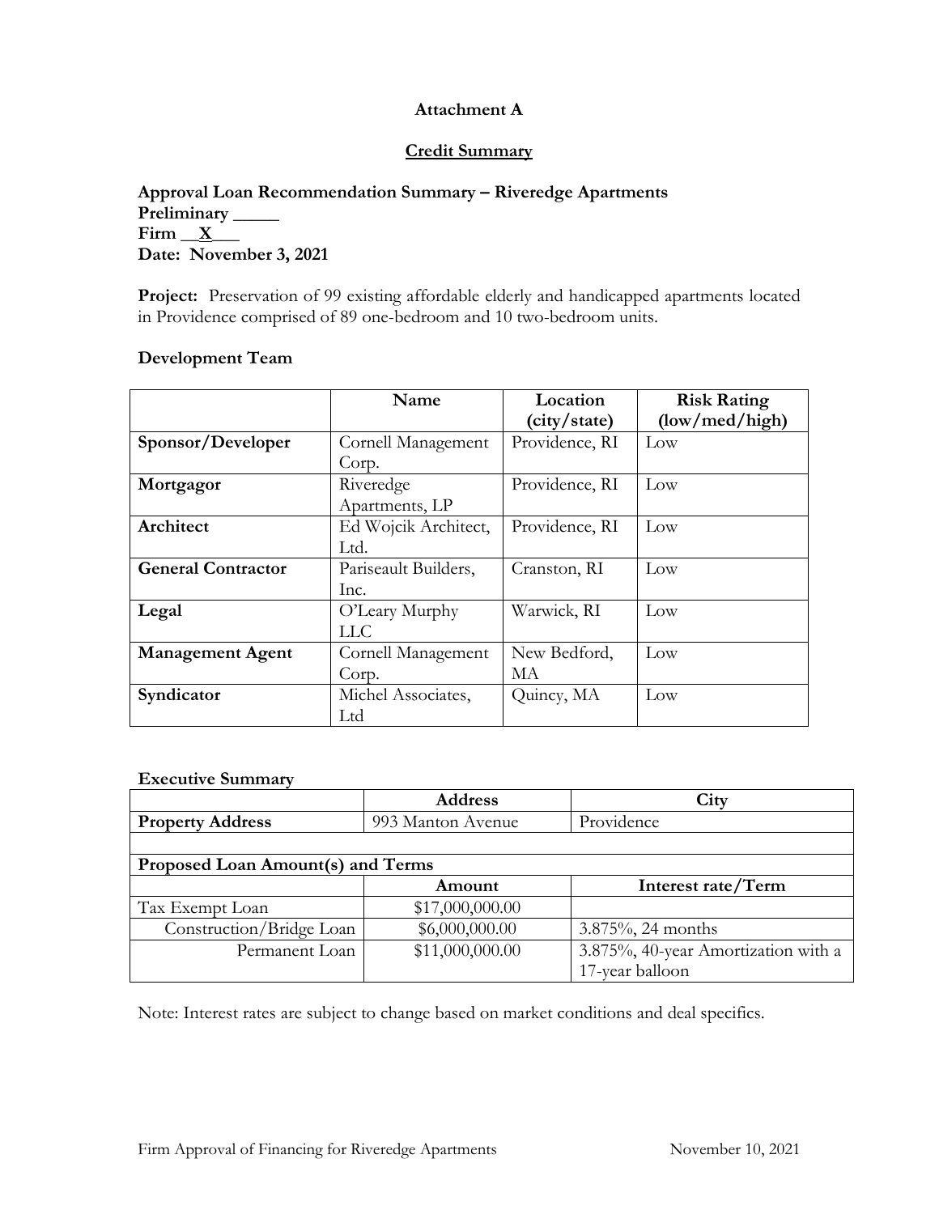**Attachment A**

**Credit Summary**

**Approval Loan Recommendation Summary – Riveredge Apartments**
**Preliminary \_\_\_\_\_**
**Firm \_\_X\_\_\_**
**Date: November 3, 2021**

**Project:** Preservation of 99 existing affordable elderly and handicapped apartments located in Providence comprised of 89 one-bedroom and 10 two-bedroom units.

**Development Team**

| | Name | Location (city/state) | Risk Rating (low/med/high) |
|---|---|---|---|
| **Sponsor/Developer** | Cornell Management Corp. | Providence, RI | Low |
| **Mortgagor** | Riveredge Apartments, LP | Providence, RI | Low |
| **Architect** | Ed Wojcik Architect, Ltd. | Providence, RI | Low |
| **General Contractor** | Pariseault Builders, Inc. | Cranston, RI | Low |
| **Legal** | O'Leary Murphy LLC | Warwick, RI | Low |
| **Management Agent** | Cornell Management Corp. | New Bedford, MA | Low |
| **Syndicator** | Michel Associates, Ltd | Quincy, MA | Low |

**Executive Summary**

| | **Address** | **City** |
|---|---|---|
| **Property Address** | 993 Manton Avenue | Providence |
| | | |
| **Proposed Loan Amount(s) and Terms** | | |
| | **Amount** | **Interest rate/Term** |
| Tax Exempt Loan | $17,000,000.00 | |
| Construction/Bridge Loan | $6,000,000.00 | 3.875%, 24 months |
| Permanent Loan | $11,000,000.00 | 3.875%, 40-year Amortization with a 17-year balloon |

Note: Interest rates are subject to change based on market conditions and deal specifics.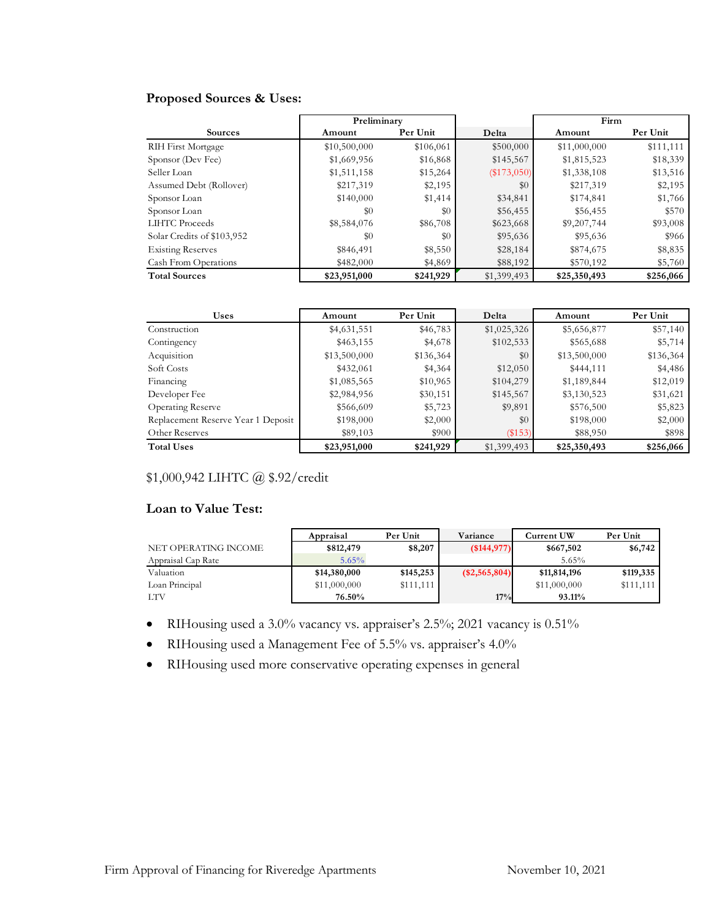### Proposed Sources & Uses:

| Sources | Preliminary | | Delta | Firm | |
|---|---|---|---|---|---|
| | Amount | Per Unit | | Amount | Per Unit |
| RIH First Mortgage | $10,500,000 | $106,061 | $500,000 | $11,000,000 | $111,111 |
| Sponsor (Dev Fee) | $1,669,956 | $16,868 | $145,567 | $1,815,523 | $18,339 |
| Seller Loan | $1,511,158 | $15,264 | ($173,050) | $1,338,108 | $13,516 |
| Assumed Debt (Rollover) | $217,319 | $2,195 | $0 | $217,319 | $2,195 |
| Sponsor Loan | $140,000 | $1,414 | $34,841 | $174,841 | $1,766 |
| Sponsor Loan | $0 | $0 | $56,455 | $56,455 | $570 |
| LIHTC Proceeds | $8,584,076 | $86,708 | $623,668 | $9,207,744 | $93,008 |
| Solar Credits of $103,952 | $0 | $0 | $95,636 | $95,636 | $966 |
| Existing Reserves | $846,491 | $8,550 | $28,184 | $874,675 | $8,835 |
| Cash From Operations | $482,000 | $4,869 | $88,192 | $570,192 | $5,760 |
| **Total Sources** | **$23,951,000** | **$241,929** | $1,399,493 | **$25,350,493** | **$256,066** |

| Uses | Amount | Per Unit | Delta | Amount | Per Unit |
|---|---|---|---|---|---|
| Construction | $4,631,551 | $46,783 | $1,025,326 | $5,656,877 | $57,140 |
| Contingency | $463,155 | $4,678 | $102,533 | $565,688 | $5,714 |
| Acquisition | $13,500,000 | $136,364 | $0 | $13,500,000 | $136,364 |
| Soft Costs | $432,061 | $4,364 | $12,050 | $444,111 | $4,486 |
| Financing | $1,085,565 | $10,965 | $104,279 | $1,189,844 | $12,019 |
| Developer Fee | $2,984,956 | $30,151 | $145,567 | $3,130,523 | $31,621 |
| Operating Reserve | $566,609 | $5,723 | $9,891 | $576,500 | $5,823 |
| Replacement Reserve Year 1 Deposit | $198,000 | $2,000 | $0 | $198,000 | $2,000 |
| Other Reserves | $89,103 | $900 | ($153) | $88,950 | $898 |
| **Total Uses** | **$23,951,000** | **$241,929** | $1,399,493 | **$25,350,493** | **$256,066** |

$1,000,942 LIHTC @ $.92/credit

### Loan to Value Test:

| | Appraisal | Per Unit | Variance | Current UW | Per Unit |
|---|---|---|---|---|---|
| NET OPERATING INCOME | **$812,479** | **$8,207** | **($144,977)** | **$667,502** | **$6,742** |
| Appraisal Cap Rate | 5.65% | | | 5.65% | |
| Valuation | **$14,380,000** | **$145,253** | **($2,565,804)** | **$11,814,196** | **$119,335** |
| Loan Principal | $11,000,000 | $111,111 | | $11,000,000 | $111,111 |
| LTV | **76.50%** | | **17%** | **93.11%** | |

- RIHousing used a 3.0% vacancy vs. appraiser's 2.5%; 2021 vacancy is 0.51%
- RIHousing used a Management Fee of 5.5% vs. appraiser's 4.0%
- RIHousing used more conservative operating expenses in general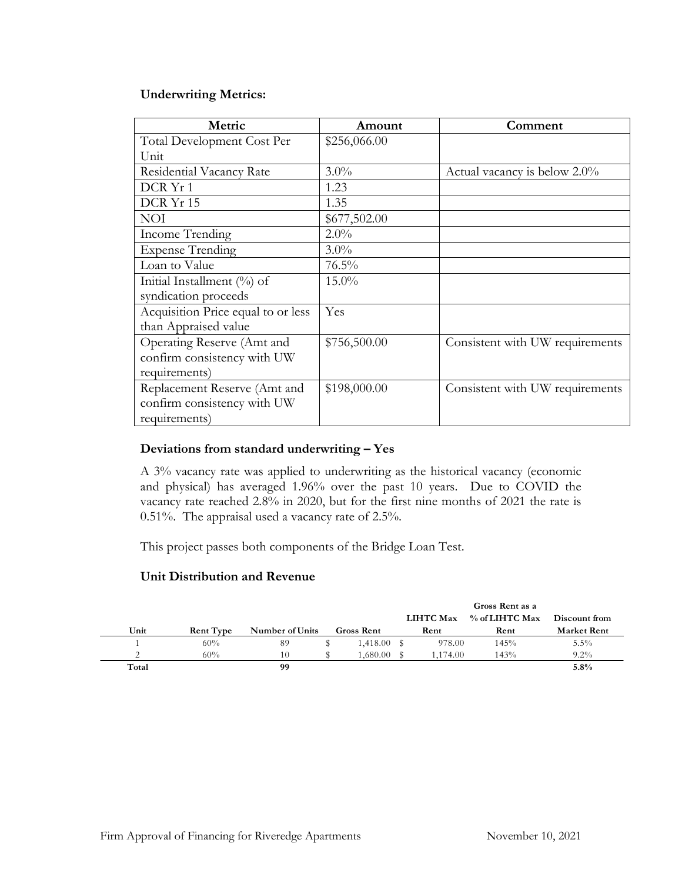**Underwriting Metrics:**

| Metric | Amount | Comment |
| --- | --- | --- |
| Total Development Cost Per Unit | $256,066.00 | |
| Residential Vacancy Rate | 3.0% | Actual vacancy is below 2.0% |
| DCR Yr 1 | 1.23 | |
| DCR Yr 15 | 1.35 | |
| NOI | $677,502.00 | |
| Income Trending | 2.0% | |
| Expense Trending | 3.0% | |
| Loan to Value | 76.5% | |
| Initial Installment (%) of syndication proceeds | 15.0% | |
| Acquisition Price equal to or less than Appraised value | Yes | |
| Operating Reserve (Amt and confirm consistency with UW requirements) | $756,500.00 | Consistent with UW requirements |
| Replacement Reserve (Amt and confirm consistency with UW requirements) | $198,000.00 | Consistent with UW requirements |

**Deviations from standard underwriting – Yes**

A 3% vacancy rate was applied to underwriting as the historical vacancy (economic and physical) has averaged 1.96% over the past 10 years. Due to COVID the vacancy rate reached 2.8% in 2020, but for the first nine months of 2021 the rate is 0.51%. The appraisal used a vacancy rate of 2.5%.

This project passes both components of the Bridge Loan Test.

**Unit Distribution and Revenue**

| Unit | Rent Type | Number of Units | Gross Rent | LIHTC Max Rent | Gross Rent as a % of LIHTC Max Rent | Discount from Market Rent |
| --- | --- | --- | --- | --- | --- | --- |
| 1 | 60% | 89 | $ 1,418.00 | $ 978.00 | 145% | 5.5% |
| 2 | 60% | 10 | $ 1,680.00 | $ 1,174.00 | 143% | 9.2% |
| **Total** | | **99** | | | | **5.8%** |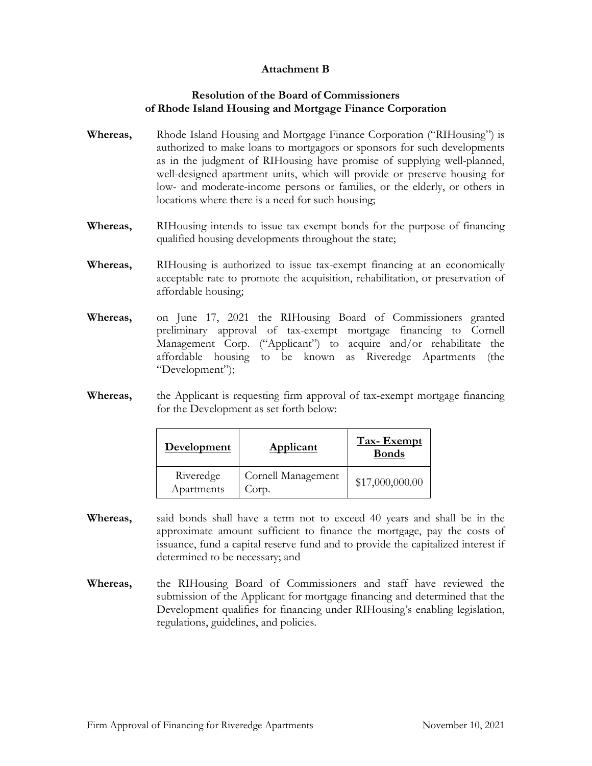**Attachment B**

**Resolution of the Board of Commissioners of Rhode Island Housing and Mortgage Finance Corporation**

**Whereas,** Rhode Island Housing and Mortgage Finance Corporation ("RIHousing") is authorized to make loans to mortgagors or sponsors for such developments as in the judgment of RIHousing have promise of supplying well-planned, well-designed apartment units, which will provide or preserve housing for low- and moderate-income persons or families, or the elderly, or others in locations where there is a need for such housing;

**Whereas,** RIHousing intends to issue tax-exempt bonds for the purpose of financing qualified housing developments throughout the state;

**Whereas,** RIHousing is authorized to issue tax-exempt financing at an economically acceptable rate to promote the acquisition, rehabilitation, or preservation of affordable housing;

**Whereas,** on June 17, 2021 the RIHousing Board of Commissioners granted preliminary approval of tax-exempt mortgage financing to Cornell Management Corp. ("Applicant") to acquire and/or rehabilitate the affordable housing to be known as Riveredge Apartments (the "Development");

**Whereas,** the Applicant is requesting firm approval of tax-exempt mortgage financing for the Development as set forth below:

| Development | Applicant | Tax- Exempt Bonds |
|---|---|---|
| Riveredge Apartments | Cornell Management Corp. | $17,000,000.00 |

**Whereas,** said bonds shall have a term not to exceed 40 years and shall be in the approximate amount sufficient to finance the mortgage, pay the costs of issuance, fund a capital reserve fund and to provide the capitalized interest if determined to be necessary; and

**Whereas,** the RIHousing Board of Commissioners and staff have reviewed the submission of the Applicant for mortgage financing and determined that the Development qualifies for financing under RIHousing's enabling legislation, regulations, guidelines, and policies.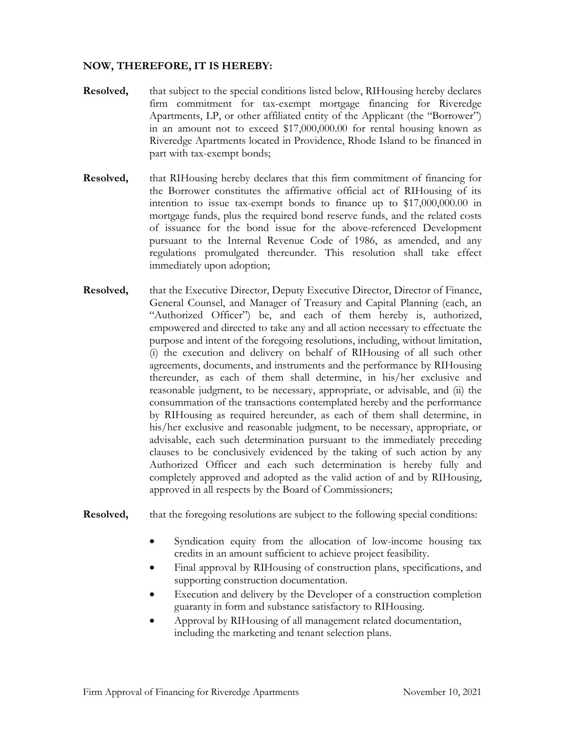**NOW, THEREFORE, IT IS HEREBY:**

**Resolved,** that subject to the special conditions listed below, RIHousing hereby declares firm commitment for tax-exempt mortgage financing for Riveredge Apartments, LP, or other affiliated entity of the Applicant (the "Borrower") in an amount not to exceed $17,000,000.00 for rental housing known as Riveredge Apartments located in Providence, Rhode Island to be financed in part with tax-exempt bonds;

**Resolved,** that RIHousing hereby declares that this firm commitment of financing for the Borrower constitutes the affirmative official act of RIHousing of its intention to issue tax-exempt bonds to finance up to $17,000,000.00 in mortgage funds, plus the required bond reserve funds, and the related costs of issuance for the bond issue for the above-referenced Development pursuant to the Internal Revenue Code of 1986, as amended, and any regulations promulgated thereunder. This resolution shall take effect immediately upon adoption;

**Resolved,** that the Executive Director, Deputy Executive Director, Director of Finance, General Counsel, and Manager of Treasury and Capital Planning (each, an "Authorized Officer") be, and each of them hereby is, authorized, empowered and directed to take any and all action necessary to effectuate the purpose and intent of the foregoing resolutions, including, without limitation, (i) the execution and delivery on behalf of RIHousing of all such other agreements, documents, and instruments and the performance by RIHousing thereunder, as each of them shall determine, in his/her exclusive and reasonable judgment, to be necessary, appropriate, or advisable, and (ii) the consummation of the transactions contemplated hereby and the performance by RIHousing as required hereunder, as each of them shall determine, in his/her exclusive and reasonable judgment, to be necessary, appropriate, or advisable, each such determination pursuant to the immediately preceding clauses to be conclusively evidenced by the taking of such action by any Authorized Officer and each such determination is hereby fully and completely approved and adopted as the valid action of and by RIHousing, approved in all respects by the Board of Commissioners;

**Resolved,** that the foregoing resolutions are subject to the following special conditions:

- Syndication equity from the allocation of low-income housing tax credits in an amount sufficient to achieve project feasibility.
- Final approval by RIHousing of construction plans, specifications, and supporting construction documentation.
- Execution and delivery by the Developer of a construction completion guaranty in form and substance satisfactory to RIHousing.
- Approval by RIHousing of all management related documentation, including the marketing and tenant selection plans.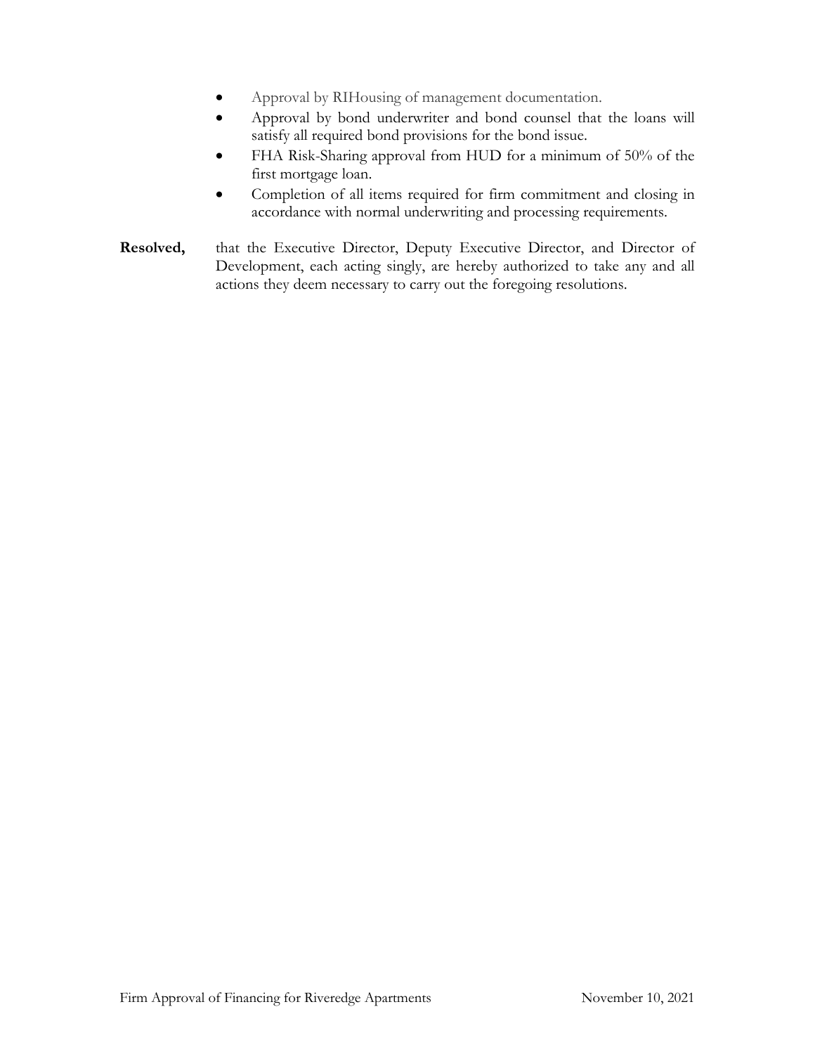- Approval by RIHousing of management documentation.
- Approval by bond underwriter and bond counsel that the loans will satisfy all required bond provisions for the bond issue.
- FHA Risk-Sharing approval from HUD for a minimum of 50% of the first mortgage loan.
- Completion of all items required for firm commitment and closing in accordance with normal underwriting and processing requirements.

**Resolved,** that the Executive Director, Deputy Executive Director, and Director of Development, each acting singly, are hereby authorized to take any and all actions they deem necessary to carry out the foregoing resolutions.